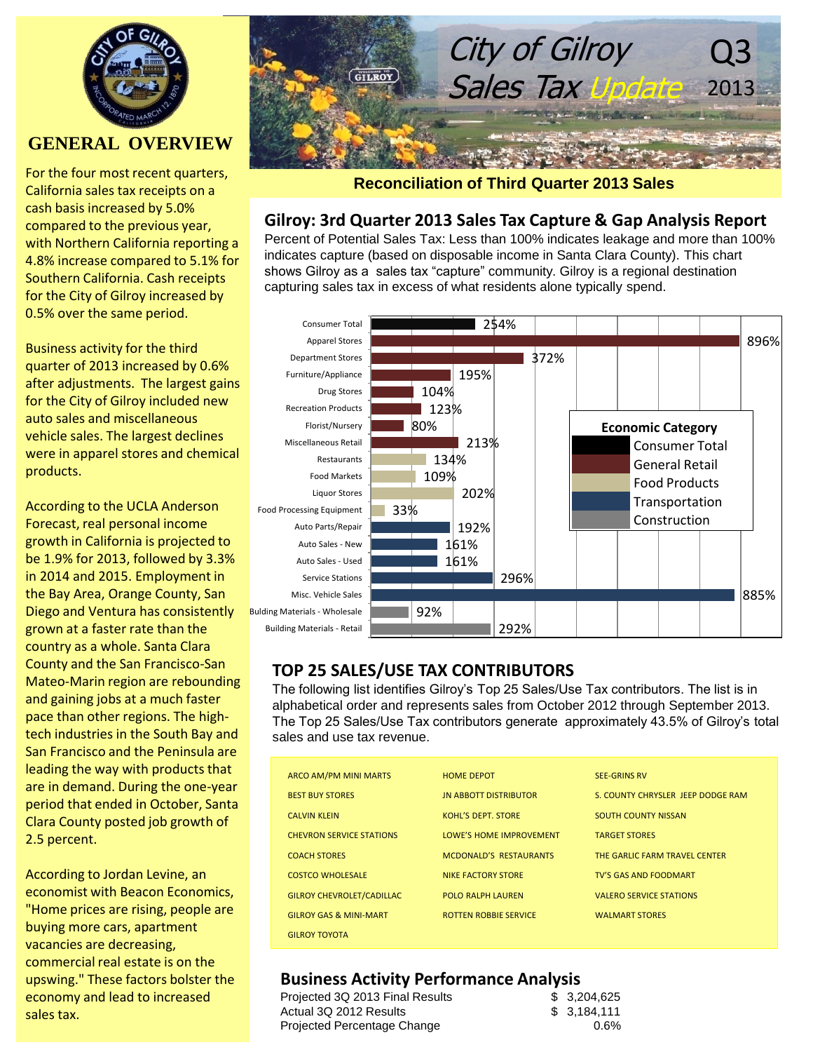# City of Gilroy Sales Tax Update

Q3 2013

## GENERAL OVERVIEW

For the four most recent quarters, California sales tax receipts on a cash basis increased by 5.0% compared to the previous year, with Northern California reporting a 4.8% increase compared to 5.1% for Southern California. Cash receipts for the City of Gilroy increased by 0.5% over the same period.

Business activity for the third quarter of 2013 increased by 0.6% after adjustments. The largest gains for the City of Gilroy included new auto sales and miscellaneous vehicle sales. The largest declines were in apparel stores and chemical products.

According to the UCLA Anderson Forecast, real personal income growth in California is projected to be 1.9% for 2013, followed by 3.3% in 2014 and 2015. Employment in the Bay Area, Orange County, San Diego and Ventura has consistently grown at a faster rate than the country as a whole. Santa Clara County and the San Francisco-San Mateo-Marin region are rebounding and gaining jobs at a much faster pace than other regions. The high-tech industries in the South Bay and San Francisco and the Peninsula are leading the way with products that are in demand. During the one-year period that ended in October, Santa Clara County posted job growth of 2.5 percent.

According to Jordan Levine, an economist with Beacon Economics, "Home prices are rising, people are buying more cars, apartment vacancies are decreasing, commercial real estate is on the upswing." These factors bolster the economy and lead to increased sales tax.

**Reconciliation of Third Quarter 2013 Sales**

## Gilroy: 3rd Quarter 2013 Sales Tax Capture & Gap Analysis Report

Percent of Potential Sales Tax: Less than 100% indicates leakage and more than 100% indicates capture (based on disposable income in Santa Clara County). This chart shows Gilroy as a sales tax "capture" community. Gilroy is a regional destination capturing sales tax in excess of what residents alone typically spend.

| Category | Economic Category | Percent |
|---|---|---|
| Consumer Total | Consumer Total | 254% |
| Apparel Stores | General Retail | 896% |
| Department Stores | General Retail | 372% |
| Furniture/Appliance | General Retail | 195% |
| Drug Stores | General Retail | 104% |
| Recreation Products | General Retail | 123% |
| Florist/Nursery | General Retail | 80% |
| Miscellaneous Retail | General Retail | 213% |
| Restaurants | Food Products | 134% |
| Food Markets | Food Products | 109% |
| Liquor Stores | Food Products | 202% |
| Food Processing Equipment | Food Products | 33% |
| Auto Parts/Repair | Transportation | 192% |
| Auto Sales - New | Transportation | 161% |
| Auto Sales - Used | Transportation | 161% |
| Service Stations | Transportation | 296% |
| Misc. Vehicle Sales | Transportation | 885% |
| Bulding Materials - Wholesale | Construction | 92% |
| Building Materials - Retail | Construction | 292% |

## TOP 25 SALES/USE TAX CONTRIBUTORS

The following list identifies Gilroy's Top 25 Sales/Use Tax contributors. The list is in alphabetical order and represents sales from October 2012 through September 2013. The Top 25 Sales/Use Tax contributors generate approximately 43.5% of Gilroy's total sales and use tax revenue.

| | | |
|---|---|---|
| ARCO AM/PM MINI MARTS | HOME DEPOT | SEE-GRINS RV |
| BEST BUY STORES | JN ABBOTT DISTRIBUTOR | S. COUNTY CHRYSLER JEEP DODGE RAM |
| CALVIN KLEIN | KOHL'S DEPT. STORE | SOUTH COUNTY NISSAN |
| CHEVRON SERVICE STATIONS | LOWE'S HOME IMPROVEMENT | TARGET STORES |
| COACH STORES | MCDONALD'S RESTAURANTS | THE GARLIC FARM TRAVEL CENTER |
| COSTCO WHOLESALE | NIKE FACTORY STORE | TV'S GAS AND FOODMART |
| GILROY CHEVROLET/CADILLAC | POLO RALPH LAUREN | VALERO SERVICE STATIONS |
| GILROY GAS & MINI-MART | ROTTEN ROBBIE SERVICE | WALMART STORES |
| GILROY TOYOTA | | |

## Business Activity Performance Analysis

| | |
|---|---|
| Projected 3Q 2013 Final Results | $ 3,204,625 |
| Actual 3Q 2012 Results | $ 3,184,111 |
| Projected Percentage Change | 0.6% |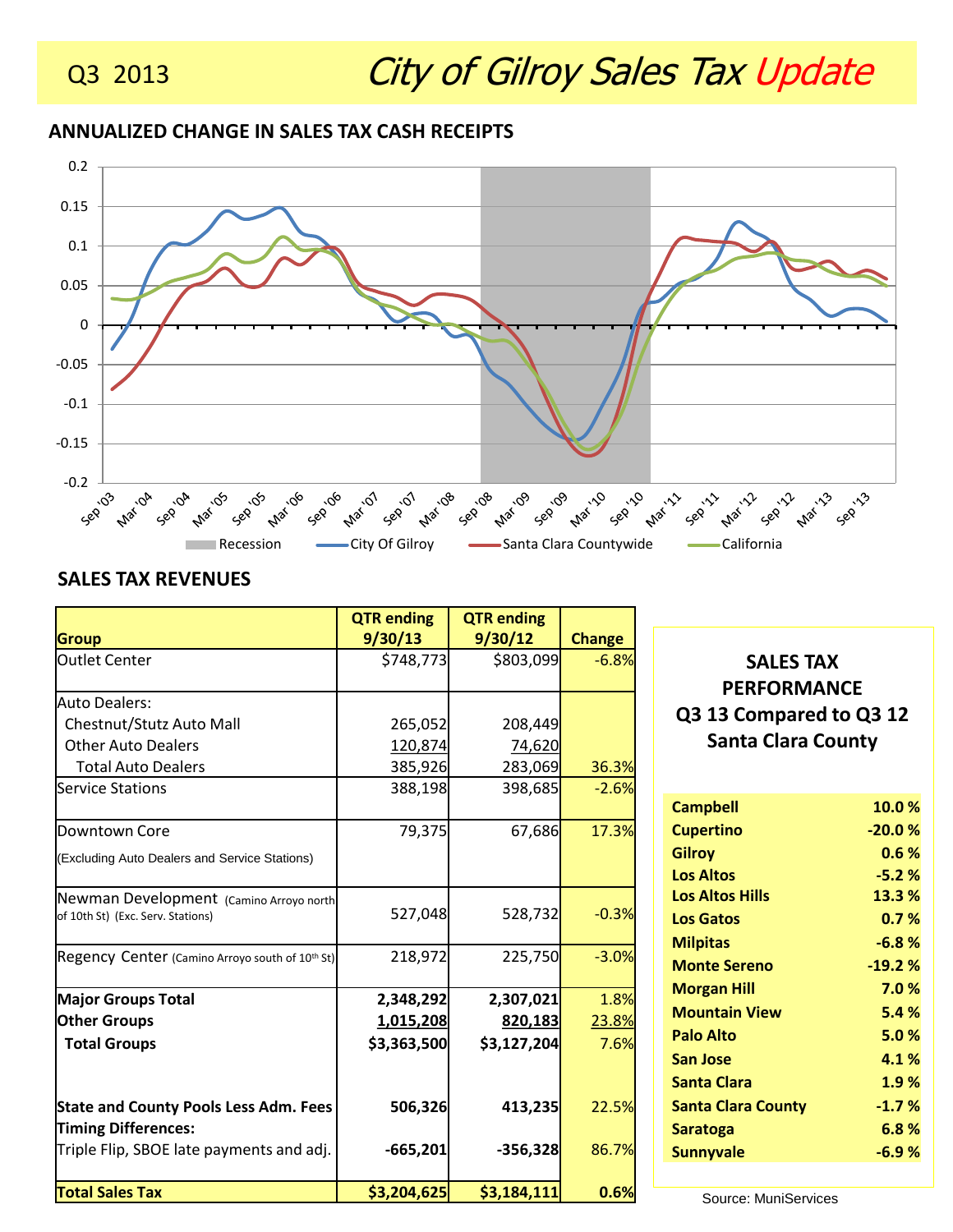Q3 2013

# City of Gilroy Sales Tax *Update*

## ANNUALIZED CHANGE IN SALES TAX CASH RECEIPTS

0.2
0.15
0.1
0.05
0
-0.05
-0.1
-0.15
-0.2

Sep '03 Mar '04 Sep '04 Mar '05 Sep '05 Mar '06 Sep '06 Mar '07 Sep '07 Mar '08 Sep '08 Mar '09 Sep '09 Mar '10 Sep '10 Mar '11 Sep '11 Mar '12 Sep '12 Mar '13 Sep '13

Recession
City Of Gilroy
Santa Clara Countywide
California

## SALES TAX REVENUES

| Group | QTR ending 9/30/13 | QTR ending 9/30/12 | Change |
|---|---|---|---|
| Outlet Center | $748,773 | $803,099 | -6.8% |
| Auto Dealers: | | | |
| Chestnut/Stutz Auto Mall | 265,052 | 208,449 | |
| Other Auto Dealers | 120,874 | 74,620 | |
| Total Auto Dealers | 385,926 | 283,069 | 36.3% |
| Service Stations | 388,198 | 398,685 | -2.6% |
| Downtown Core (Excluding Auto Dealers and Service Stations) | 79,375 | 67,686 | 17.3% |
| Newman Development (Camino Arroyo north of 10th St) (Exc. Serv. Stations) | 527,048 | 528,732 | -0.3% |
| Regency Center (Camino Arroyo south of 10th St) | 218,972 | 225,750 | -3.0% |
| **Major Groups Total** | **2,348,292** | **2,307,021** | 1.8% |
| **Other Groups** | **1,015,208** | **820,183** | 23.8% |
| **Total Groups** | **$3,363,500** | **$3,127,204** | 7.6% |
| **State and County Pools Less Adm. Fees** | **506,326** | **413,235** | 22.5% |
| **Timing Differences:** Triple Flip, SBOE late payments and adj. | **-665,201** | **-356,328** | 86.7% |
| **Total Sales Tax** | **$3,204,625** | **$3,184,111** | **0.6%** |

### SALES TAX PERFORMANCE Q3 13 Compared to Q3 12 Santa Clara County

| | |
|---|---|
| **Campbell** | **10.0 %** |
| **Cupertino** | **-20.0 %** |
| **Gilroy** | **0.6 %** |
| **Los Altos** | **-5.2 %** |
| **Los Altos Hills** | **13.3 %** |
| **Los Gatos** | **0.7 %** |
| **Milpitas** | **-6.8 %** |
| **Monte Sereno** | **-19.2 %** |
| **Morgan Hill** | **7.0 %** |
| **Mountain View** | **5.4 %** |
| **Palo Alto** | **5.0 %** |
| **San Jose** | **4.1 %** |
| **Santa Clara** | **1.9 %** |
| **Santa Clara County** | **-1.7 %** |
| **Saratoga** | **6.8 %** |
| **Sunnyvale** | **-6.9 %** |

Source: MuniServices